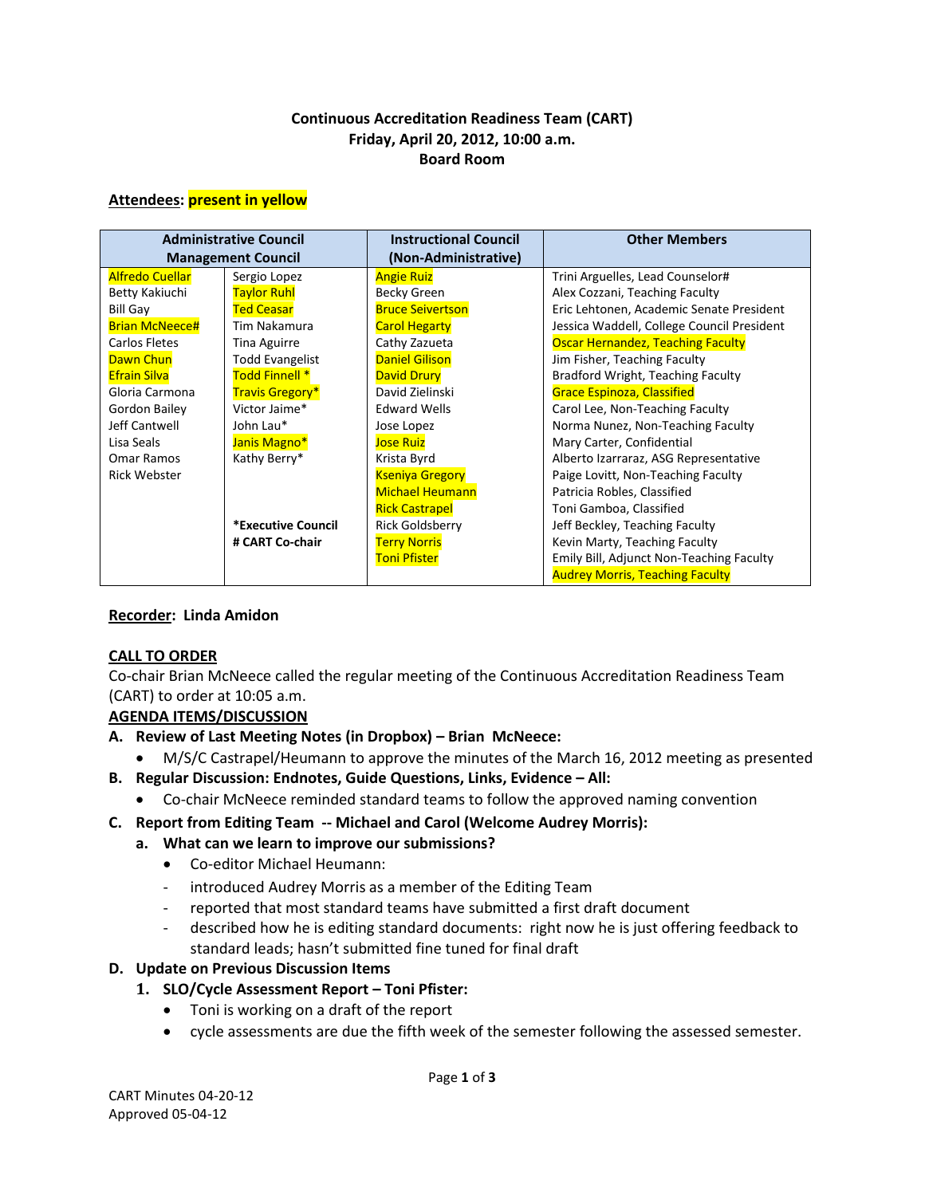**Continuous Accreditation Readiness Team (CART)**
**Friday, April 20, 2012, 10:00 a.m.**
**Board Room**

**Attendees: present in yellow**

| Administrative Council Management Council | | Instructional Council (Non-Administrative) | Other Members |
|---|---|---|---|
| Alfredo Cuellar | Sergio Lopez | Angie Ruiz | Trini Arguelles, Lead Counselor# |
| Betty Kakiuchi | Taylor Ruhl | Becky Green | Alex Cozzani, Teaching Faculty |
| Bill Gay | Ted Ceasar | Bruce Seivertson | Eric Lehtonen, Academic Senate President |
| Brian McNeece# | Tim Nakamura | Carol Hegarty | Jessica Waddell, College Council President |
| Carlos Fletes | Tina Aguirre | Cathy Zazueta | Oscar Hernandez, Teaching Faculty |
| Dawn Chun | Todd Evangelist | Daniel Gilison | Jim Fisher, Teaching Faculty |
| Efrain Silva | Todd Finnell * | David Drury | Bradford Wright, Teaching Faculty |
| Gloria Carmona | Travis Gregory* | David Zielinski | Grace Espinoza, Classified |
| Gordon Bailey | Victor Jaime* | Edward Wells | Carol Lee, Non-Teaching Faculty |
| Jeff Cantwell | John Lau* | Jose Lopez | Norma Nunez, Non-Teaching Faculty |
| Lisa Seals | Janis Magno* | Jose Ruiz | Mary Carter, Confidential |
| Omar Ramos | Kathy Berry* | Krista Byrd | Alberto Izarraraz, ASG Representative |
| Rick Webster | | Kseniya Gregory | Paige Lovitt, Non-Teaching Faculty |
| | | Michael Heumann | Patricia Robles, Classified |
| | | Rick Castrapel | Toni Gamboa, Classified |
| | *Executive Council | Rick Goldsberry | Jeff Beckley, Teaching Faculty |
| | # CART Co-chair | Terry Norris | Kevin Marty, Teaching Faculty |
| | | Toni Pfister | Emily Bill, Adjunct Non-Teaching Faculty |
| | | | Audrey Morris, Teaching Faculty |

**Recorder: Linda Amidon**

**CALL TO ORDER**

Co-chair Brian McNeece called the regular meeting of the Continuous Accreditation Readiness Team (CART) to order at 10:05 a.m.

**AGENDA ITEMS/DISCUSSION**

**A. Review of Last Meeting Notes (in Dropbox) – Brian McNeece:**

- M/S/C Castrapel/Heumann to approve the minutes of the March 16, 2012 meeting as presented

**B. Regular Discussion: Endnotes, Guide Questions, Links, Evidence – All:**

- Co-chair McNeece reminded standard teams to follow the approved naming convention

**C. Report from Editing Team -- Michael and Carol (Welcome Audrey Morris):**

**a. What can we learn to improve our submissions?**

- Co-editor Michael Heumann:
- introduced Audrey Morris as a member of the Editing Team
- reported that most standard teams have submitted a first draft document
- described how he is editing standard documents: right now he is just offering feedback to standard leads; hasn't submitted fine tuned for final draft

**D. Update on Previous Discussion Items**

**1. SLO/Cycle Assessment Report – Toni Pfister:**

- Toni is working on a draft of the report
- cycle assessments are due the fifth week of the semester following the assessed semester.

CART Minutes 04-20-12
Approved 05-04-12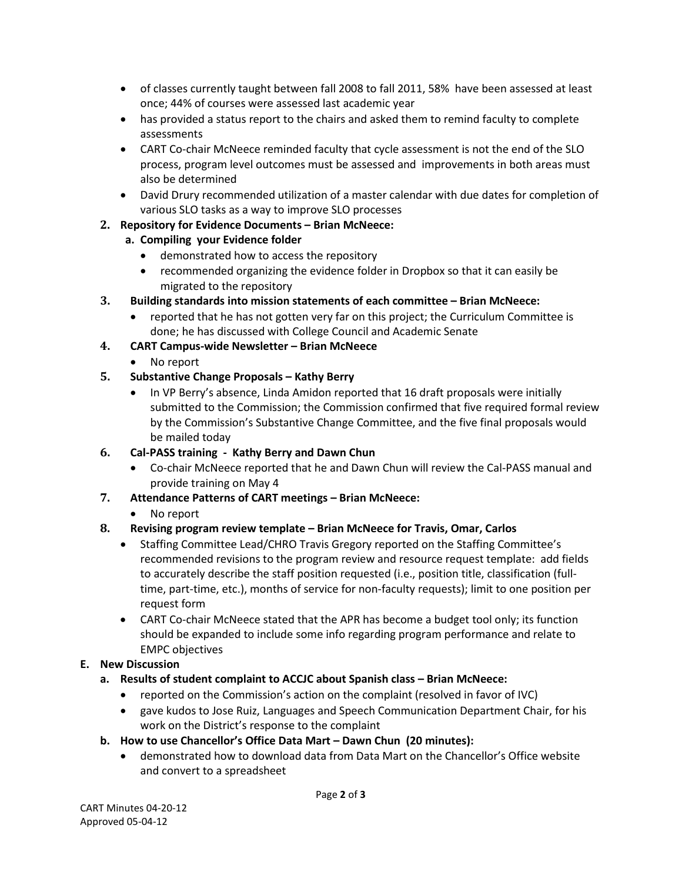- of classes currently taught between fall 2008 to fall 2011, 58% have been assessed at least once; 44% of courses were assessed last academic year
- has provided a status report to the chairs and asked them to remind faculty to complete assessments
- CART Co-chair McNeece reminded faculty that cycle assessment is not the end of the SLO process, program level outcomes must be assessed and improvements in both areas must also be determined
- David Drury recommended utilization of a master calendar with due dates for completion of various SLO tasks as a way to improve SLO processes

**2. Repository for Evidence Documents – Brian McNeece:**

**a. Compiling your Evidence folder**

- demonstrated how to access the repository
- recommended organizing the evidence folder in Dropbox so that it can easily be migrated to the repository

**3. Building standards into mission statements of each committee – Brian McNeece:**

- reported that he has not gotten very far on this project; the Curriculum Committee is done; he has discussed with College Council and Academic Senate

**4. CART Campus-wide Newsletter – Brian McNeece**

- No report

**5. Substantive Change Proposals – Kathy Berry**

- In VP Berry's absence, Linda Amidon reported that 16 draft proposals were initially submitted to the Commission; the Commission confirmed that five required formal review by the Commission's Substantive Change Committee, and the five final proposals would be mailed today

**6. Cal-PASS training - Kathy Berry and Dawn Chun**

- Co-chair McNeece reported that he and Dawn Chun will review the Cal-PASS manual and provide training on May 4

**7. Attendance Patterns of CART meetings – Brian McNeece:**

- No report

**8. Revising program review template – Brian McNeece for Travis, Omar, Carlos**

- Staffing Committee Lead/CHRO Travis Gregory reported on the Staffing Committee's recommended revisions to the program review and resource request template: add fields to accurately describe the staff position requested (i.e., position title, classification (full-time, part-time, etc.), months of service for non-faculty requests); limit to one position per request form
- CART Co-chair McNeece stated that the APR has become a budget tool only; its function should be expanded to include some info regarding program performance and relate to EMPC objectives

**E. New Discussion**

**a. Results of student complaint to ACCJC about Spanish class – Brian McNeece:**

- reported on the Commission's action on the complaint (resolved in favor of IVC)
- gave kudos to Jose Ruiz, Languages and Speech Communication Department Chair, for his work on the District's response to the complaint

**b. How to use Chancellor's Office Data Mart – Dawn Chun (20 minutes):**

- demonstrated how to download data from Data Mart on the Chancellor's Office website and convert to a spreadsheet

CART Minutes 04-20-12
Approved 05-04-12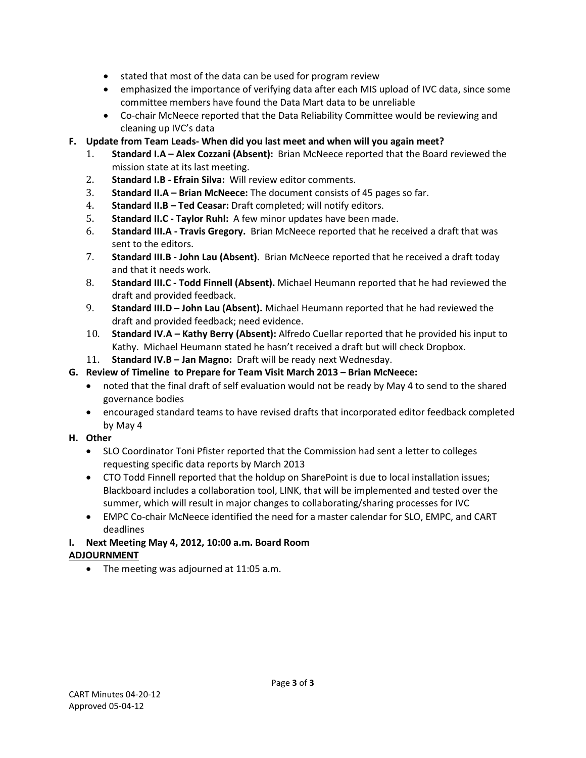- stated that most of the data can be used for program review
- emphasized the importance of verifying data after each MIS upload of IVC data, since some committee members have found the Data Mart data to be unreliable
- Co-chair McNeece reported that the Data Reliability Committee would be reviewing and cleaning up IVC's data

**F. Update from Team Leads- When did you last meet and when will you again meet?**

1. **Standard I.A – Alex Cozzani (Absent):** Brian McNeece reported that the Board reviewed the mission state at its last meeting.
2. **Standard I.B - Efrain Silva:** Will review editor comments.
3. **Standard II.A – Brian McNeece:** The document consists of 45 pages so far.
4. **Standard II.B – Ted Ceasar:** Draft completed; will notify editors.
5. **Standard II.C - Taylor Ruhl:** A few minor updates have been made.
6. **Standard III.A - Travis Gregory.** Brian McNeece reported that he received a draft that was sent to the editors.
7. **Standard III.B - John Lau (Absent).** Brian McNeece reported that he received a draft today and that it needs work.
8. **Standard III.C - Todd Finnell (Absent).** Michael Heumann reported that he had reviewed the draft and provided feedback.
9. **Standard III.D – John Lau (Absent).** Michael Heumann reported that he had reviewed the draft and provided feedback; need evidence.
10. **Standard IV.A – Kathy Berry (Absent):** Alfredo Cuellar reported that he provided his input to Kathy. Michael Heumann stated he hasn't received a draft but will check Dropbox.
11. **Standard IV.B – Jan Magno:** Draft will be ready next Wednesday.

**G. Review of Timeline to Prepare for Team Visit March 2013 – Brian McNeece:**

- noted that the final draft of self evaluation would not be ready by May 4 to send to the shared governance bodies
- encouraged standard teams to have revised drafts that incorporated editor feedback completed by May 4

**H. Other**

- SLO Coordinator Toni Pfister reported that the Commission had sent a letter to colleges requesting specific data reports by March 2013
- CTO Todd Finnell reported that the holdup on SharePoint is due to local installation issues; Blackboard includes a collaboration tool, LINK, that will be implemented and tested over the summer, which will result in major changes to collaborating/sharing processes for IVC
- EMPC Co-chair McNeece identified the need for a master calendar for SLO, EMPC, and CART deadlines

**I. Next Meeting May 4, 2012, 10:00 a.m. Board Room**

**ADJOURNMENT**

- The meeting was adjourned at 11:05 a.m.

CART Minutes 04-20-12
Approved 05-04-12